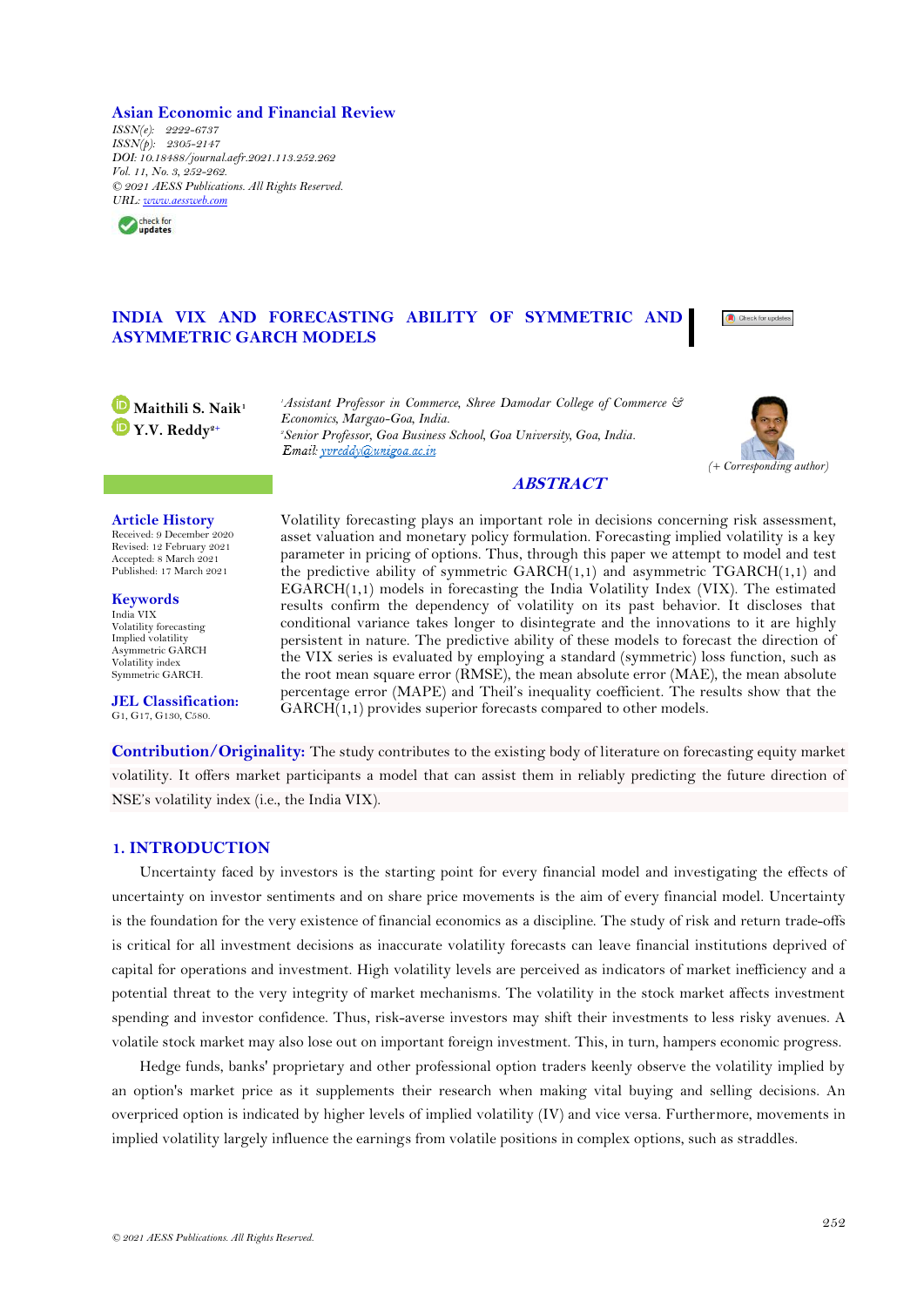Asian Economic and Financial Review

ISSN(e): 2222-6737
ISSN(p): 2305-2147
DOI: 10.18488/journal.aefr.2021.113.252.262
Vol. 11, No. 3, 252-262.
© 2021 AESS Publications. All Rights Reserved.
URL: www.aessweb.com

# INDIA VIX AND FORECASTING ABILITY OF SYMMETRIC AND ASYMMETRIC GARCH MODELS

**Maithili S. Naik**[1]
**Y.V. Reddy**[2+]

[1]Assistant Professor in Commerce, Shree Damodar College of Commerce & Economics, Margao-Goa, India.
[2]Senior Professor, Goa Business School, Goa University, Goa, India.
Email: yvreddy@unigoa.ac.in

(+ Corresponding author)

**Article History**
Received: 9 December 2020
Revised: 12 February 2021
Accepted: 8 March 2021
Published: 17 March 2021

**Keywords**
India VIX
Volatility forecasting
Implied volatility
Asymmetric GARCH
Volatility index
Symmetric GARCH.

**JEL Classification:**
G1, G17, G130, C580.

## ABSTRACT

Volatility forecasting plays an important role in decisions concerning risk assessment, asset valuation and monetary policy formulation. Forecasting implied volatility is a key parameter in pricing of options. Thus, through this paper we attempt to model and test the predictive ability of symmetric GARCH(1,1) and asymmetric TGARCH(1,1) and EGARCH(1,1) models in forecasting the India Volatility Index (VIX). The estimated results confirm the dependency of volatility on its past behavior. It discloses that conditional variance takes longer to disintegrate and the innovations to it are highly persistent in nature. The predictive ability of these models to forecast the direction of the VIX series is evaluated by employing a standard (symmetric) loss function, such as the root mean square error (RMSE), the mean absolute error (MAE), the mean absolute percentage error (MAPE) and Theil's inequality coefficient. The results show that the GARCH(1,1) provides superior forecasts compared to other models.

**Contribution/Originality:** The study contributes to the existing body of literature on forecasting equity market volatility. It offers market participants a model that can assist them in reliably predicting the future direction of NSE's volatility index (i.e., the India VIX).

## 1. INTRODUCTION

Uncertainty faced by investors is the starting point for every financial model and investigating the effects of uncertainty on investor sentiments and on share price movements is the aim of every financial model. Uncertainty is the foundation for the very existence of financial economics as a discipline. The study of risk and return trade-offs is critical for all investment decisions as inaccurate volatility forecasts can leave financial institutions deprived of capital for operations and investment. High volatility levels are perceived as indicators of market inefficiency and a potential threat to the very integrity of market mechanisms. The volatility in the stock market affects investment spending and investor confidence. Thus, risk-averse investors may shift their investments to less risky avenues. A volatile stock market may also lose out on important foreign investment. This, in turn, hampers economic progress.

Hedge funds, banks' proprietary and other professional option traders keenly observe the volatility implied by an option's market price as it supplements their research when making vital buying and selling decisions. An overpriced option is indicated by higher levels of implied volatility (IV) and vice versa. Furthermore, movements in implied volatility largely influence the earnings from volatile positions in complex options, such as straddles.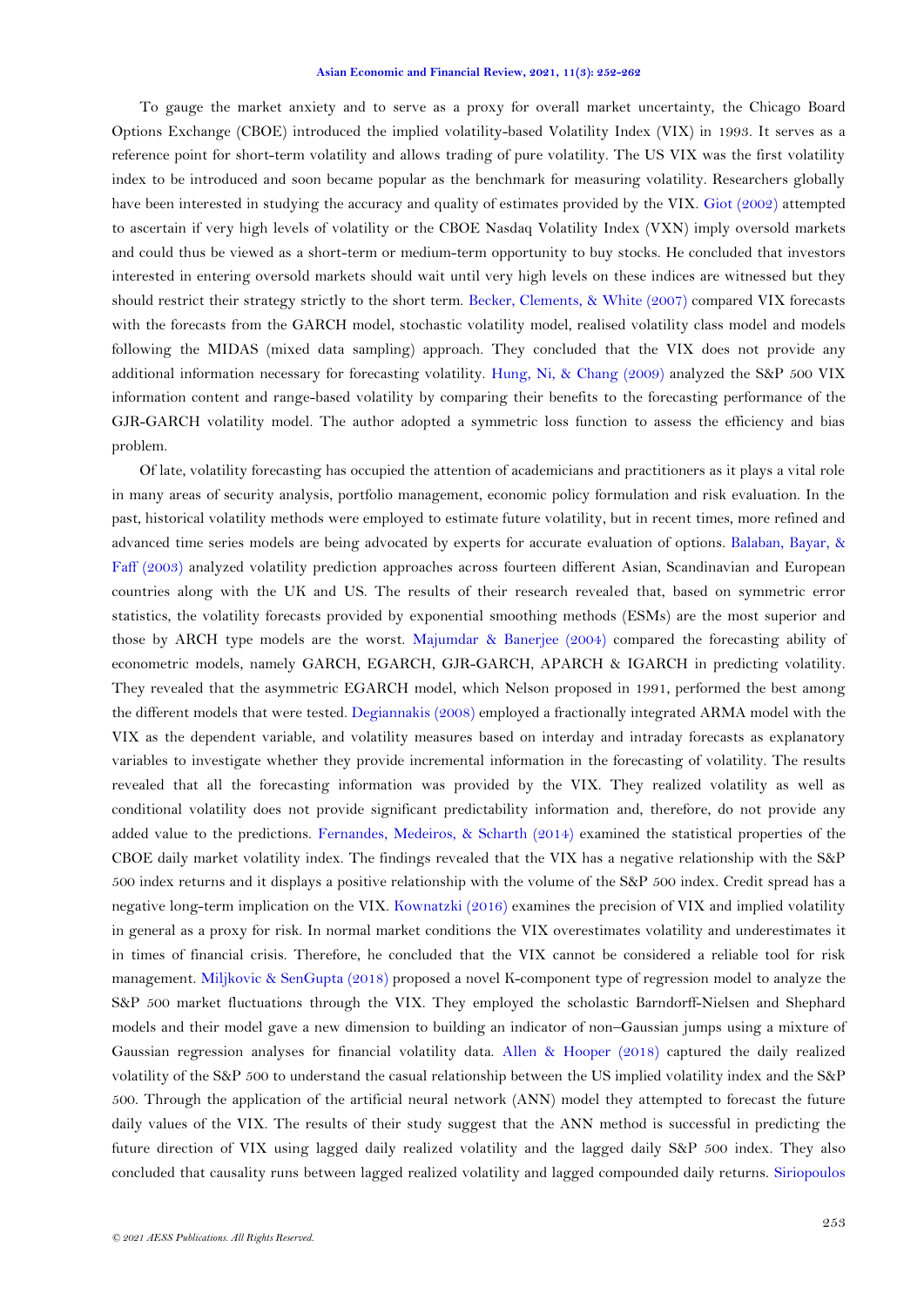To gauge the market anxiety and to serve as a proxy for overall market uncertainty, the Chicago Board Options Exchange (CBOE) introduced the implied volatility-based Volatility Index (VIX) in 1993. It serves as a reference point for short-term volatility and allows trading of pure volatility. The US VIX was the first volatility index to be introduced and soon became popular as the benchmark for measuring volatility. Researchers globally have been interested in studying the accuracy and quality of estimates provided by the VIX. Giot (2002) attempted to ascertain if very high levels of volatility or the CBOE Nasdaq Volatility Index (VXN) imply oversold markets and could thus be viewed as a short-term or medium-term opportunity to buy stocks. He concluded that investors interested in entering oversold markets should wait until very high levels on these indices are witnessed but they should restrict their strategy strictly to the short term. Becker, Clements, & White (2007) compared VIX forecasts with the forecasts from the GARCH model, stochastic volatility model, realised volatility class model and models following the MIDAS (mixed data sampling) approach. They concluded that the VIX does not provide any additional information necessary for forecasting volatility. Hung, Ni, & Chang (2009) analyzed the S&P 500 VIX information content and range-based volatility by comparing their benefits to the forecasting performance of the GJR-GARCH volatility model. The author adopted a symmetric loss function to assess the efficiency and bias problem.

Of late, volatility forecasting has occupied the attention of academicians and practitioners as it plays a vital role in many areas of security analysis, portfolio management, economic policy formulation and risk evaluation. In the past, historical volatility methods were employed to estimate future volatility, but in recent times, more refined and advanced time series models are being advocated by experts for accurate evaluation of options. Balaban, Bayar, & Faff (2003) analyzed volatility prediction approaches across fourteen different Asian, Scandinavian and European countries along with the UK and US. The results of their research revealed that, based on symmetric error statistics, the volatility forecasts provided by exponential smoothing methods (ESMs) are the most superior and those by ARCH type models are the worst. Majumdar & Banerjee (2004) compared the forecasting ability of econometric models, namely GARCH, EGARCH, GJR-GARCH, APARCH & IGARCH in predicting volatility. They revealed that the asymmetric EGARCH model, which Nelson proposed in 1991, performed the best among the different models that were tested. Degiannakis (2008) employed a fractionally integrated ARMA model with the VIX as the dependent variable, and volatility measures based on interday and intraday forecasts as explanatory variables to investigate whether they provide incremental information in the forecasting of volatility. The results revealed that all the forecasting information was provided by the VIX. They realized volatility as well as conditional volatility does not provide significant predictability information and, therefore, do not provide any added value to the predictions. Fernandes, Medeiros, & Scharth (2014) examined the statistical properties of the CBOE daily market volatility index. The findings revealed that the VIX has a negative relationship with the S&P 500 index returns and it displays a positive relationship with the volume of the S&P 500 index. Credit spread has a negative long-term implication on the VIX. Kownatzki (2016) examines the precision of VIX and implied volatility in general as a proxy for risk. In normal market conditions the VIX overestimates volatility and underestimates it in times of financial crisis. Therefore, he concluded that the VIX cannot be considered a reliable tool for risk management. Miljkovic & SenGupta (2018) proposed a novel K-component type of regression model to analyze the S&P 500 market fluctuations through the VIX. They employed the scholastic Barndorff-Nielsen and Shephard models and their model gave a new dimension to building an indicator of non–Gaussian jumps using a mixture of Gaussian regression analyses for financial volatility data. Allen & Hooper (2018) captured the daily realized volatility of the S&P 500 to understand the casual relationship between the US implied volatility index and the S&P 500. Through the application of the artificial neural network (ANN) model they attempted to forecast the future daily values of the VIX. The results of their study suggest that the ANN method is successful in predicting the future direction of VIX using lagged daily realized volatility and the lagged daily S&P 500 index. They also concluded that causality runs between lagged realized volatility and lagged compounded daily returns. Siriopoulos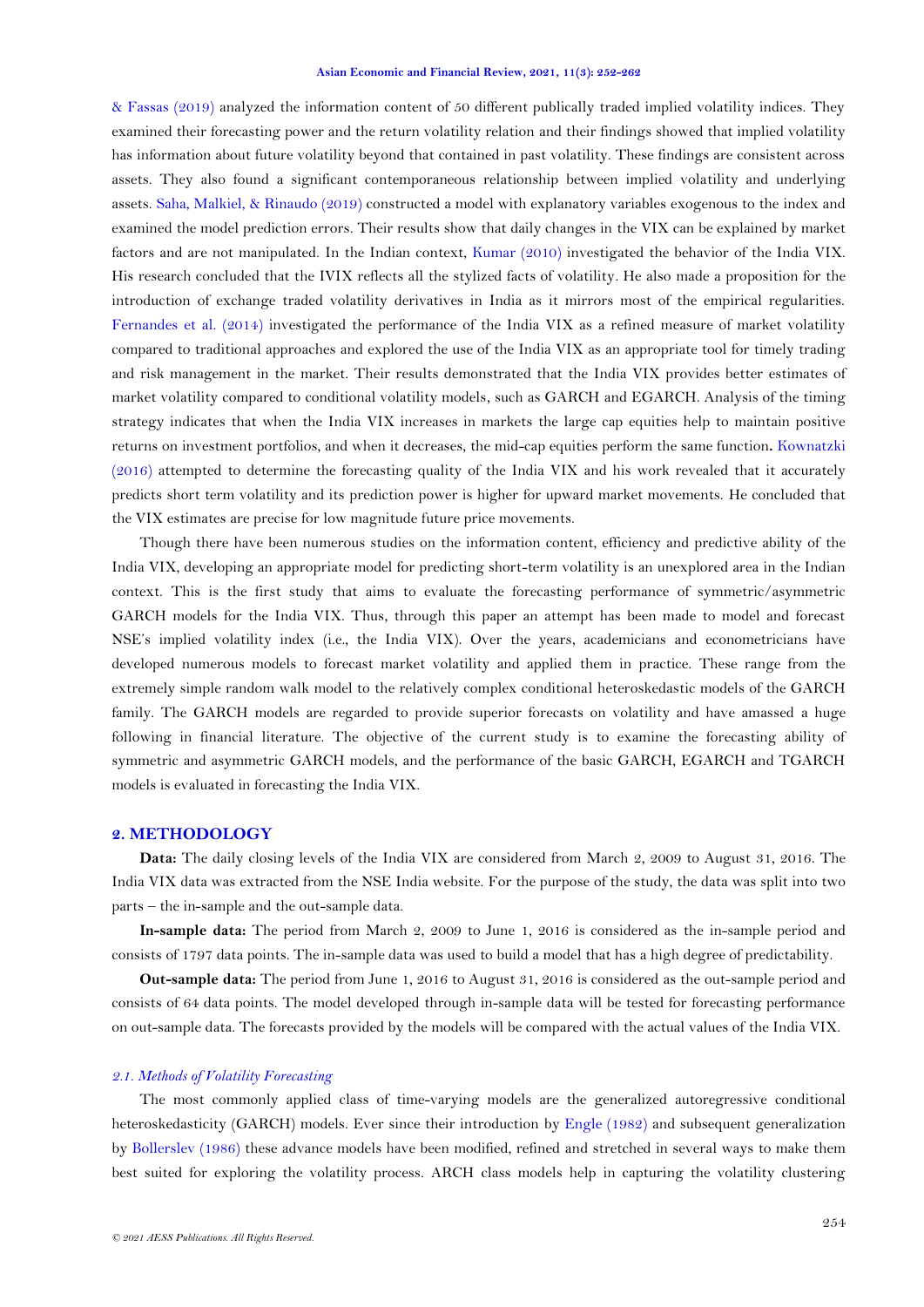& Fassas (2019) analyzed the information content of 50 different publically traded implied volatility indices. They examined their forecasting power and the return volatility relation and their findings showed that implied volatility has information about future volatility beyond that contained in past volatility. These findings are consistent across assets. They also found a significant contemporaneous relationship between implied volatility and underlying assets. Saha, Malkiel, & Rinaudo (2019) constructed a model with explanatory variables exogenous to the index and examined the model prediction errors. Their results show that daily changes in the VIX can be explained by market factors and are not manipulated. In the Indian context, Kumar (2010) investigated the behavior of the India VIX. His research concluded that the IVIX reflects all the stylized facts of volatility. He also made a proposition for the introduction of exchange traded volatility derivatives in India as it mirrors most of the empirical regularities. Fernandes et al. (2014) investigated the performance of the India VIX as a refined measure of market volatility compared to traditional approaches and explored the use of the India VIX as an appropriate tool for timely trading and risk management in the market. Their results demonstrated that the India VIX provides better estimates of market volatility compared to conditional volatility models, such as GARCH and EGARCH. Analysis of the timing strategy indicates that when the India VIX increases in markets the large cap equities help to maintain positive returns on investment portfolios, and when it decreases, the mid-cap equities perform the same function**.** Kownatzki (2016) attempted to determine the forecasting quality of the India VIX and his work revealed that it accurately predicts short term volatility and its prediction power is higher for upward market movements. He concluded that the VIX estimates are precise for low magnitude future price movements.

Though there have been numerous studies on the information content, efficiency and predictive ability of the India VIX, developing an appropriate model for predicting short-term volatility is an unexplored area in the Indian context. This is the first study that aims to evaluate the forecasting performance of symmetric/asymmetric GARCH models for the India VIX. Thus, through this paper an attempt has been made to model and forecast NSE's implied volatility index (i.e., the India VIX). Over the years, academicians and econometricians have developed numerous models to forecast market volatility and applied them in practice. These range from the extremely simple random walk model to the relatively complex conditional heteroskedastic models of the GARCH family. The GARCH models are regarded to provide superior forecasts on volatility and have amassed a huge following in financial literature. The objective of the current study is to examine the forecasting ability of symmetric and asymmetric GARCH models, and the performance of the basic GARCH, EGARCH and TGARCH models is evaluated in forecasting the India VIX.

## 2. METHODOLOGY

**Data:** The daily closing levels of the India VIX are considered from March 2, 2009 to August 31, 2016. The India VIX data was extracted from the NSE India website. For the purpose of the study, the data was split into two parts – the in-sample and the out-sample data.

**In-sample data:** The period from March 2, 2009 to June 1, 2016 is considered as the in-sample period and consists of 1797 data points. The in-sample data was used to build a model that has a high degree of predictability.

**Out-sample data:** The period from June 1, 2016 to August 31, 2016 is considered as the out-sample period and consists of 64 data points. The model developed through in-sample data will be tested for forecasting performance on out-sample data. The forecasts provided by the models will be compared with the actual values of the India VIX.

### *2.1. Methods of Volatility Forecasting*

The most commonly applied class of time-varying models are the generalized autoregressive conditional heteroskedasticity (GARCH) models. Ever since their introduction by Engle (1982) and subsequent generalization by Bollerslev (1986) these advance models have been modified, refined and stretched in several ways to make them best suited for exploring the volatility process. ARCH class models help in capturing the volatility clustering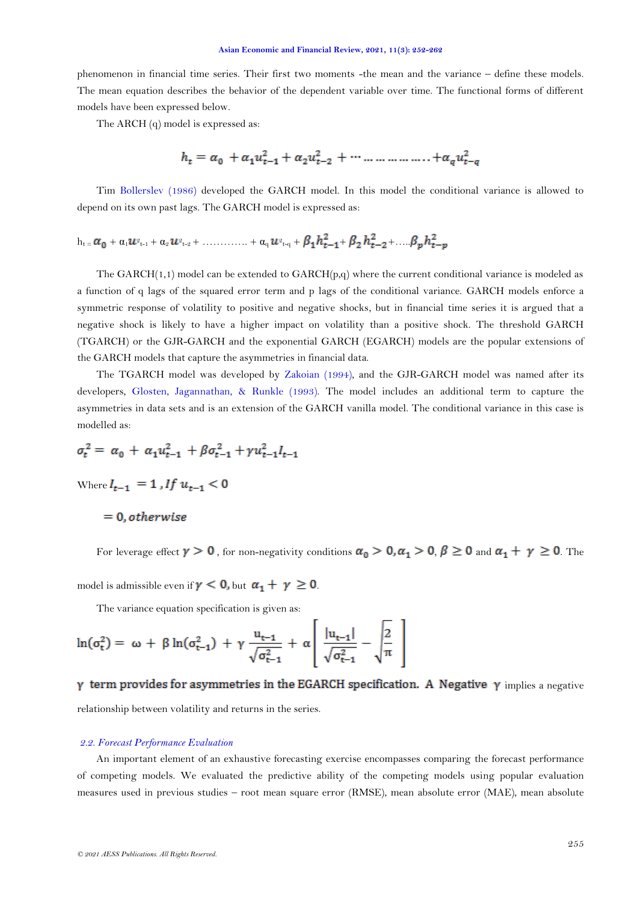phenomenon in financial time series. Their first two moments -the mean and the variance – define these models. The mean equation describes the behavior of the dependent variable over time. The functional forms of different models have been expressed below.

The ARCH (q) model is expressed as:

$$h_t = \alpha_0 + \alpha_1 u_{t-1}^2 + \alpha_2 u_{t-2}^2 + \cdots \ldots \ldots \ldots \ldots \ldots + \alpha_q u_{t-q}^2$$

Tim Bollerslev (1986) developed the GARCH model. In this model the conditional variance is allowed to depend on its own past lags. The GARCH model is expressed as:

$$h_t = \alpha_0 + \alpha_1 u_{t-1}^2 + \alpha_2 u_{t-2}^2 + \ldots\ldots\ldots\ldots + \alpha_q u_{t-q}^2 + \beta_1 h_{t-1}^2 + \beta_2 h_{t-2}^2 + \ldots \beta_p h_{t-p}^2$$

The GARCH(1,1) model can be extended to GARCH(p,q) where the current conditional variance is modeled as a function of q lags of the squared error term and p lags of the conditional variance. GARCH models enforce a symmetric response of volatility to positive and negative shocks, but in financial time series it is argued that a negative shock is likely to have a higher impact on volatility than a positive shock. The threshold GARCH (TGARCH) or the GJR-GARCH and the exponential GARCH (EGARCH) models are the popular extensions of the GARCH models that capture the asymmetries in financial data.

The TGARCH model was developed by Zakoian (1994), and the GJR-GARCH model was named after its developers, Glosten, Jagannathan, & Runkle (1993). The model includes an additional term to capture the asymmetries in data sets and is an extension of the GARCH vanilla model. The conditional variance in this case is modelled as:

$$\sigma_t^2 = \alpha_0 + \alpha_1 u_{t-1}^2 + \beta \sigma_{t-1}^2 + \gamma u_{t-1}^2 I_{t-1}$$

Where $I_{t-1} = 1, If\ u_{t-1} < 0$

$= 0, otherwise$

For leverage effect $\gamma > 0$, for non-negativity conditions $\alpha_0 > 0, \alpha_1 > 0, \beta \geq 0$ and $\alpha_1 + \gamma \geq 0$. The model is admissible even if $\gamma < 0$, but $\alpha_1 + \gamma \geq 0$.

The variance equation specification is given as:

$$\ln(\sigma_t^2) = \omega + \beta \ln(\sigma_{t-1}^2) + \gamma \frac{u_{t-1}}{\sqrt{\sigma_{t-1}^2}} + \alpha \left[ \frac{|u_{t-1}|}{\sqrt{\sigma_{t-1}^2}} - \sqrt{\frac{2}{\pi}} \right]$$

$\gamma$ **term provides for asymmetries in the EGARCH specification. A Negative** $\gamma$ implies a negative relationship between volatility and returns in the series.

### *2.2. Forecast Performance Evaluation*

An important element of an exhaustive forecasting exercise encompasses comparing the forecast performance of competing models. We evaluated the predictive ability of the competing models using popular evaluation measures used in previous studies – root mean square error (RMSE), mean absolute error (MAE), mean absolute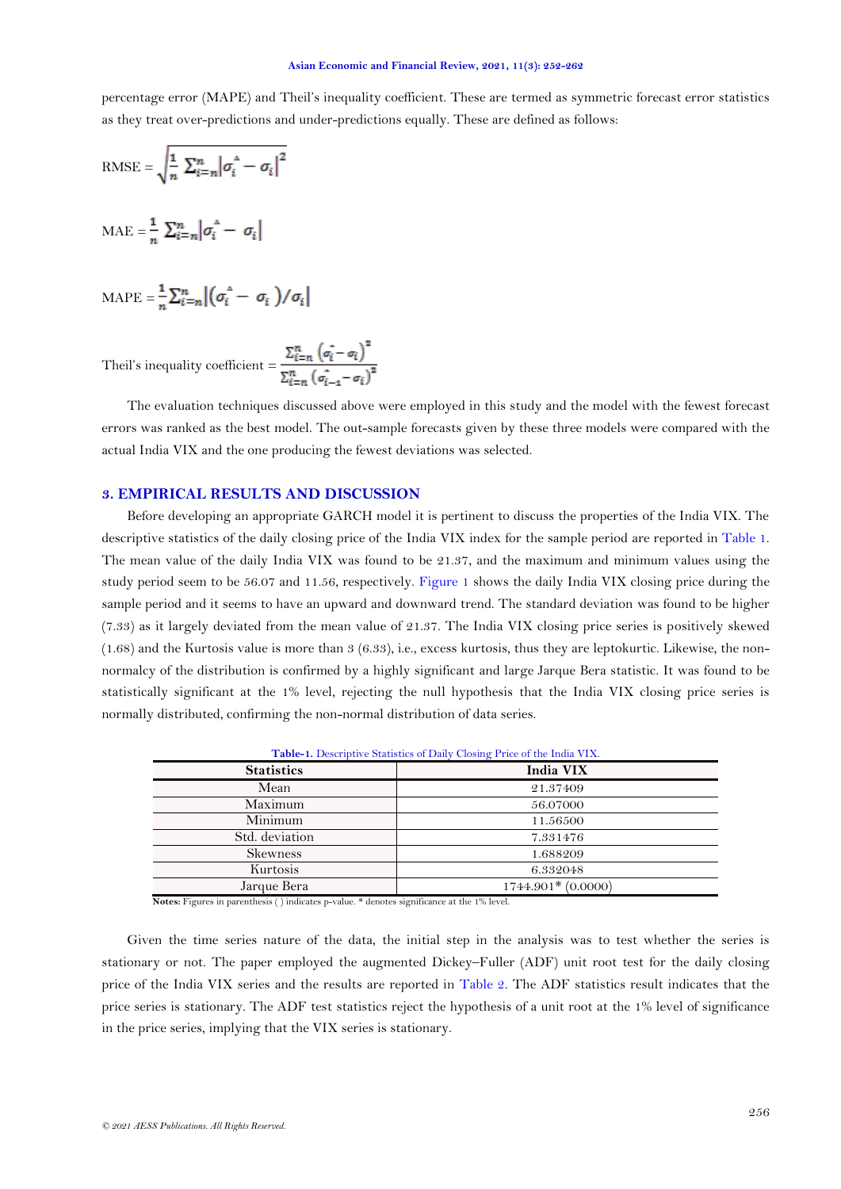percentage error (MAPE) and Theil's inequality coefficient. These are termed as symmetric forecast error statistics as they treat over-predictions and under-predictions equally. These are defined as follows:

$$\text{RMSE} = \sqrt{\frac{1}{n} \sum_{i=n}^{n} \left|\hat{\sigma_i} - \sigma_i\right|^2}$$

$$\text{MAE} = \frac{1}{n} \sum_{i=n}^{n} \left|\hat{\sigma_i} - \sigma_i\right|$$

$$\text{MAPE} = \frac{1}{n} \sum_{i=n}^{n} \left|\left(\hat{\sigma_i} - \sigma_i\right)/\sigma_i\right|$$

$$\text{Theil's inequality coefficient} = \frac{\sum_{i=n}^{n} \left(\hat{\sigma_i} - \sigma_i\right)^2}{\sum_{i=n}^{n} \left(\hat{\sigma}_{i-1} - \sigma_i\right)^2}$$

The evaluation techniques discussed above were employed in this study and the model with the fewest forecast errors was ranked as the best model. The out-sample forecasts given by these three models were compared with the actual India VIX and the one producing the fewest deviations was selected.

## 3. EMPIRICAL RESULTS AND DISCUSSION

Before developing an appropriate GARCH model it is pertinent to discuss the properties of the India VIX. The descriptive statistics of the daily closing price of the India VIX index for the sample period are reported in Table 1. The mean value of the daily India VIX was found to be 21.37, and the maximum and minimum values using the study period seem to be 56.07 and 11.56, respectively. Figure 1 shows the daily India VIX closing price during the sample period and it seems to have an upward and downward trend. The standard deviation was found to be higher (7.33) as it largely deviated from the mean value of 21.37. The India VIX closing price series is positively skewed (1.68) and the Kurtosis value is more than 3 (6.33), i.e., excess kurtosis, thus they are leptokurtic. Likewise, the non-normalcy of the distribution is confirmed by a highly significant and large Jarque Bera statistic. It was found to be statistically significant at the 1% level, rejecting the null hypothesis that the India VIX closing price series is normally distributed, confirming the non-normal distribution of data series.

**Table-1.** Descriptive Statistics of Daily Closing Price of the India VIX.

| Statistics | India VIX |
|---|---|
| Mean | 21.37409 |
| Maximum | 56.07000 |
| Minimum | 11.56500 |
| Std. deviation | 7.331476 |
| Skewness | 1.688209 |
| Kurtosis | 6.332048 |
| Jarque Bera | 1744.901* (0.0000) |

**Notes:** Figures in parenthesis ( ) indicates p-value. * denotes significance at the 1% level.

Given the time series nature of the data, the initial step in the analysis was to test whether the series is stationary or not. The paper employed the augmented Dickey–Fuller (ADF) unit root test for the daily closing price of the India VIX series and the results are reported in Table 2. The ADF statistics result indicates that the price series is stationary. The ADF test statistics reject the hypothesis of a unit root at the 1% level of significance in the price series, implying that the VIX series is stationary.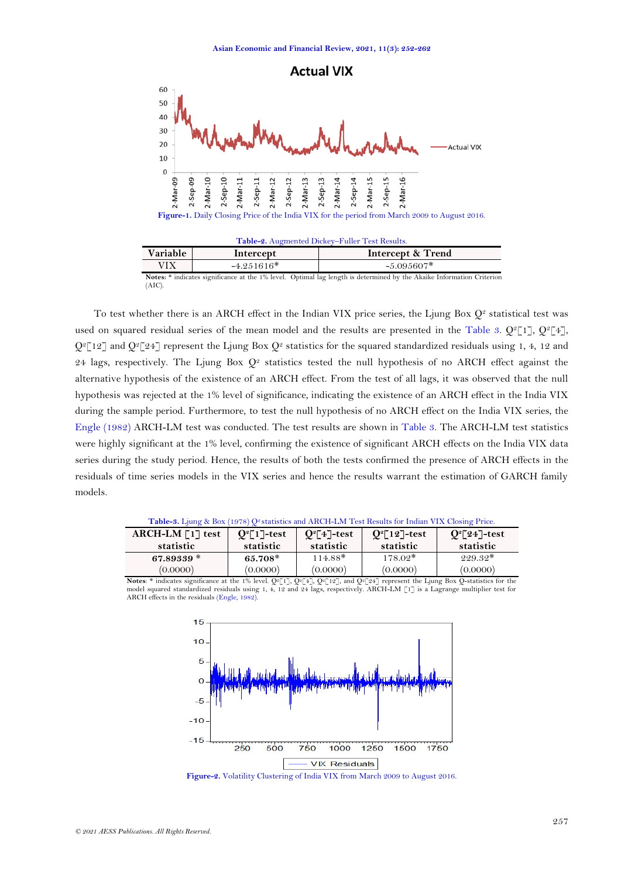Figure-1. Daily Closing Price of the India VIX for the period from March 2009 to August 2016.

Table-2. Augmented Dickey–Fuller Test Results.

| Variable | Intercept | Intercept & Trend |
|---|---|---|
| VIX | -4.251616* | -5.095607* |

**Notes:** * indicates significance at the 1% level. Optimal lag length is determined by the Akaike Information Criterion (AIC).

To test whether there is an ARCH effect in the Indian VIX price series, the Ljung Box $Q^2$ statistical test was used on squared residual series of the mean model and the results are presented in the Table 3. $Q^2[1]$, $Q^2[4]$, $Q^2[12]$ and $Q^2[24]$ represent the Ljung Box $Q^2$ statistics for the squared standardized residuals using 1, 4, 12 and 24 lags, respectively. The Ljung Box $Q^2$ statistics tested the null hypothesis of no ARCH effect against the alternative hypothesis of the existence of an ARCH effect. From the test of all lags, it was observed that the null hypothesis was rejected at the 1% level of significance, indicating the existence of an ARCH effect in the India VIX during the sample period. Furthermore, to test the null hypothesis of no ARCH effect on the India VIX series, the Engle (1982) ARCH-LM test was conducted. The test results are shown in Table 3. The ARCH-LM test statistics were highly significant at the 1% level, confirming the existence of significant ARCH effects on the India VIX data series during the study period. Hence, the results of both the tests confirmed the presence of ARCH effects in the residuals of time series models in the VIX series and hence the results warrant the estimation of GARCH family models.

Table-3. Ljung & Box (1978) $Q^2$ statistics and ARCH-LM Test Results for Indian VIX Closing Price.

| ARCH-LM [1] test statistic | $Q^2[1]$-test statistic | $Q^2[4]$-test statistic | $Q^2[12]$-test statistic | $Q^2[24]$-test statistic |
|---|---|---|---|---|
| **67.89339** * | **65.708*** | 114.88* | 178.02* | 229.32* |
| (0.0000) | (0.0000) | (0.0000) | (0.0000) | (0.0000) |

**Notes**: * indicates significance at the 1% level. $Q^2[1]$, $Q^2[4]$, $Q^2[12]$, and $Q^2[24]$ represent the Ljung Box Q-statistics for the model squared standardized residuals using 1, 4, 12 and 24 lags, respectively. ARCH-LM [1] is a Lagrange multiplier test for ARCH effects in the residuals (Engle, 1982).

Figure-2. Volatility Clustering of India VIX from March 2009 to August 2016.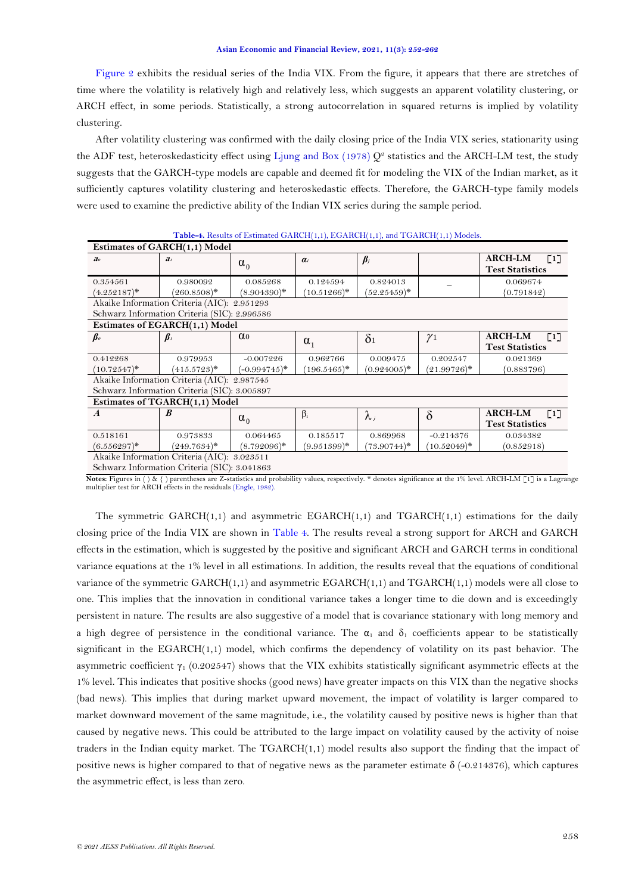Figure 2 exhibits the residual series of the India VIX. From the figure, it appears that there are stretches of time where the volatility is relatively high and relatively less, which suggests an apparent volatility clustering, or ARCH effect, in some periods. Statistically, a strong autocorrelation in squared returns is implied by volatility clustering.

After volatility clustering was confirmed with the daily closing price of the India VIX series, stationarity using the ADF test, heteroskedasticity effect using Ljung and Box (1978) $Q^2$ statistics and the ARCH-LM test, the study suggests that the GARCH-type models are capable and deemed fit for modeling the VIX of the Indian market, as it sufficiently captures volatility clustering and heteroskedastic effects. Therefore, the GARCH-type family models were used to examine the predictive ability of the Indian VIX series during the sample period.

**Table-4.** Results of Estimated GARCH(1,1), EGARCH(1,1), and TGARCH(1,1) Models.

| **Estimates of GARCH(1,1) Model** | | | | | | |
|---|---|---|---|---|---|---|
| $a_0$ | $a_1$ | $\alpha_0$ | $\alpha_i$ | $\beta_j$ | | **ARCH-LM [1] Test Statistics** |
| 0.354561 (4.252187)* | 0.980092 (260.8508)* | 0.085268 (8.904390)* | 0.124594 (10.51266)* | 0.824013 (52.25459)* | – | 0.069674 {0.791842} |
| Akaike Information Criteria (AIC): 2.951293 | | | | | | |
| Schwarz Information Criteria (SIC): 2.996586 | | | | | | |
| **Estimates of EGARCH(1,1) Model** | | | | | | |
| $\beta_0$ | $\beta_1$ | $\alpha_0$ | $\alpha_1$ | $\delta_1$ | $\gamma_1$ | **ARCH-LM [1] Test Statistics** |
| 0.412268 (10.72547)* | 0.979953 (415.5723)* | -0.007226 (-0.994745)* | 0.962766 (196.5465)* | 0.009475 (0.924005)* | 0.202547 (21.99726)* | 0.021369 {0.883796} |
| Akaike Information Criteria (AIC): 2.987545 | | | | | | |
| Schwarz Information Criteria (SIC): 3.005897 | | | | | | |
| **Estimates of TGARCH(1,1) Model** | | | | | | |
| $A$ | $B$ | $\alpha_0$ | $\beta_i$ | $\lambda_j$ | $\delta$ | **ARCH-LM [1] Test Statistics** |
| 0.518161 (6.556297)* | 0.973833 (249.7634)* | 0.064465 (8.792096)* | 0.185517 (9.951399)* | 0.869968 (73.90744)* | -0.214376 (10.52049)* | 0.034382 (0.852918) |
| Akaike Information Criteria (AIC): 3.023511 | | | | | | |
| Schwarz Information Criteria (SIC): 3.041863 | | | | | | |

**Notes:** Figures in ( ) & { } parentheses are Z-statistics and probability values, respectively. * denotes significance at the 1% level. ARCH-LM [1] is a Lagrange multiplier test for ARCH effects in the residuals (Engle, 1982).

The symmetric GARCH(1,1) and asymmetric EGARCH(1,1) and TGARCH(1,1) estimations for the daily closing price of the India VIX are shown in Table 4. The results reveal a strong support for ARCH and GARCH effects in the estimation, which is suggested by the positive and significant ARCH and GARCH terms in conditional variance equations at the 1% level in all estimations. In addition, the results reveal that the equations of conditional variance of the symmetric GARCH(1,1) and asymmetric EGARCH(1,1) and TGARCH(1,1) models were all close to one. This implies that the innovation in conditional variance takes a longer time to die down and is exceedingly persistent in nature. The results are also suggestive of a model that is covariance stationary with long memory and a high degree of persistence in the conditional variance. The $\alpha_1$ and $\delta_1$ coefficients appear to be statistically significant in the EGARCH(1,1) model, which confirms the dependency of volatility on its past behavior. The asymmetric coefficient $\gamma_1$ (0.202547) shows that the VIX exhibits statistically significant asymmetric effects at the 1% level. This indicates that positive shocks (good news) have greater impacts on this VIX than the negative shocks (bad news). This implies that during market upward movement, the impact of volatility is larger compared to market downward movement of the same magnitude, i.e., the volatility caused by positive news is higher than that caused by negative news. This could be attributed to the large impact on volatility caused by the activity of noise traders in the Indian equity market. The TGARCH(1,1) model results also support the finding that the impact of positive news is higher compared to that of negative news as the parameter estimate $\delta$ (-0.214376), which captures the asymmetric effect, is less than zero.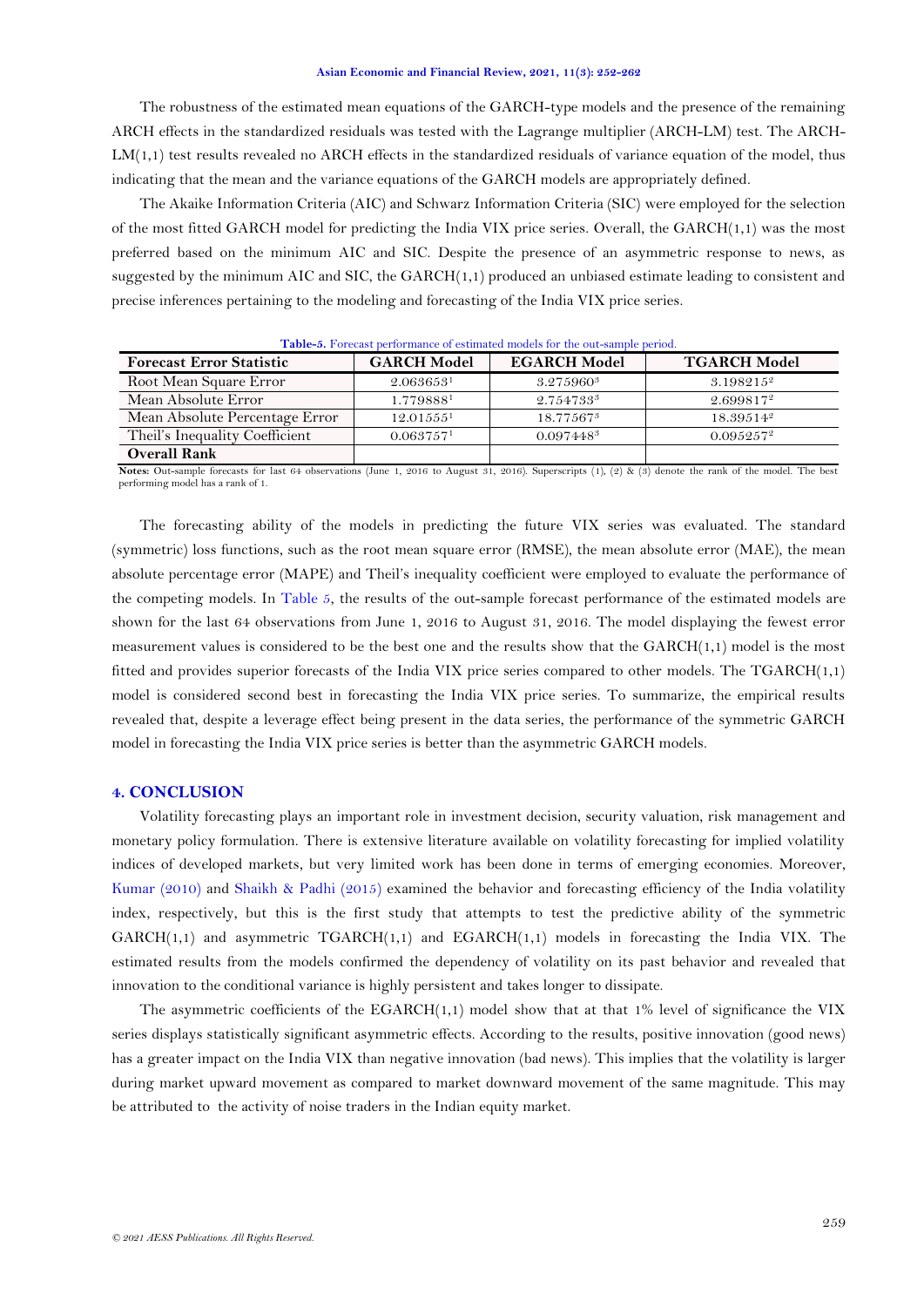The robustness of the estimated mean equations of the GARCH-type models and the presence of the remaining ARCH effects in the standardized residuals was tested with the Lagrange multiplier (ARCH-LM) test. The ARCH-LM(1,1) test results revealed no ARCH effects in the standardized residuals of variance equation of the model, thus indicating that the mean and the variance equations of the GARCH models are appropriately defined.

The Akaike Information Criteria (AIC) and Schwarz Information Criteria (SIC) were employed for the selection of the most fitted GARCH model for predicting the India VIX price series. Overall, the GARCH(1,1) was the most preferred based on the minimum AIC and SIC. Despite the presence of an asymmetric response to news, as suggested by the minimum AIC and SIC, the GARCH(1,1) produced an unbiased estimate leading to consistent and precise inferences pertaining to the modeling and forecasting of the India VIX price series.

**Table-5.** Forecast performance of estimated models for the out-sample period.

| Forecast Error Statistic | GARCH Model | EGARCH Model | TGARCH Model |
|---|---|---|---|
| Root Mean Square Error | 2.063653[1] | 3.275960[3] | 3.198215[2] |
| Mean Absolute Error | 1.779888[1] | 2.754733[3] | 2.699817[2] |
| Mean Absolute Percentage Error | 12.01555[1] | 18.77567[3] | 18.39514[2] |
| Theil's Inequality Coefficient | 0.063757[1] | 0.097448[3] | 0.095257[2] |
| **Overall Rank** | | | |

**Notes:** Out-sample forecasts for last 64 observations (June 1, 2016 to August 31, 2016). Superscripts (1), (2) & (3) denote the rank of the model. The best performing model has a rank of 1.

The forecasting ability of the models in predicting the future VIX series was evaluated. The standard (symmetric) loss functions, such as the root mean square error (RMSE), the mean absolute error (MAE), the mean absolute percentage error (MAPE) and Theil's inequality coefficient were employed to evaluate the performance of the competing models. In Table 5, the results of the out-sample forecast performance of the estimated models are shown for the last 64 observations from June 1, 2016 to August 31, 2016. The model displaying the fewest error measurement values is considered to be the best one and the results show that the GARCH(1,1) model is the most fitted and provides superior forecasts of the India VIX price series compared to other models. The TGARCH(1,1) model is considered second best in forecasting the India VIX price series. To summarize, the empirical results revealed that, despite a leverage effect being present in the data series, the performance of the symmetric GARCH model in forecasting the India VIX price series is better than the asymmetric GARCH models.

## 4. CONCLUSION

Volatility forecasting plays an important role in investment decision, security valuation, risk management and monetary policy formulation. There is extensive literature available on volatility forecasting for implied volatility indices of developed markets, but very limited work has been done in terms of emerging economies. Moreover, Kumar (2010) and Shaikh & Padhi (2015) examined the behavior and forecasting efficiency of the India volatility index, respectively, but this is the first study that attempts to test the predictive ability of the symmetric GARCH(1,1) and asymmetric TGARCH(1,1) and EGARCH(1,1) models in forecasting the India VIX. The estimated results from the models confirmed the dependency of volatility on its past behavior and revealed that innovation to the conditional variance is highly persistent and takes longer to dissipate.

The asymmetric coefficients of the EGARCH(1,1) model show that at that 1% level of significance the VIX series displays statistically significant asymmetric effects. According to the results, positive innovation (good news) has a greater impact on the India VIX than negative innovation (bad news). This implies that the volatility is larger during market upward movement as compared to market downward movement of the same magnitude. This may be attributed to the activity of noise traders in the Indian equity market.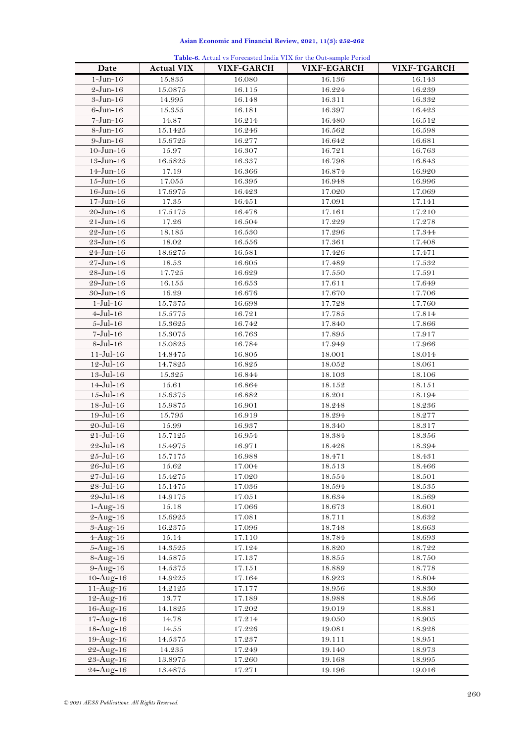**Table-6.** Actual vs Forecasted India VIX for the Out-sample Period

| Date | Actual VIX | VIXF-GARCH | VIXF-EGARCH | VIXF-TGARCH |
|---|---|---|---|---|
| 1-Jun-16 | 15.835 | 16.080 | 16.136 | 16.143 |
| 2-Jun-16 | 15.0875 | 16.115 | 16.224 | 16.239 |
| 3-Jun-16 | 14.995 | 16.148 | 16.311 | 16.332 |
| 6-Jun-16 | 15.355 | 16.181 | 16.397 | 16.423 |
| 7-Jun-16 | 14.87 | 16.214 | 16.480 | 16.512 |
| 8-Jun-16 | 15.1425 | 16.246 | 16.562 | 16.598 |
| 9-Jun-16 | 15.6725 | 16.277 | 16.642 | 16.681 |
| 10-Jun-16 | 15.97 | 16.307 | 16.721 | 16.763 |
| 13-Jun-16 | 16.5825 | 16.337 | 16.798 | 16.843 |
| 14-Jun-16 | 17.19 | 16.366 | 16.874 | 16.920 |
| 15-Jun-16 | 17.055 | 16.395 | 16.948 | 16.996 |
| 16-Jun-16 | 17.6975 | 16.423 | 17.020 | 17.069 |
| 17-Jun-16 | 17.35 | 16.451 | 17.091 | 17.141 |
| 20-Jun-16 | 17.5175 | 16.478 | 17.161 | 17.210 |
| 21-Jun-16 | 17.26 | 16.504 | 17.229 | 17.278 |
| 22-Jun-16 | 18.185 | 16.530 | 17.296 | 17.344 |
| 23-Jun-16 | 18.02 | 16.556 | 17.361 | 17.408 |
| 24-Jun-16 | 18.6275 | 16.581 | 17.426 | 17.471 |
| 27-Jun-16 | 18.53 | 16.605 | 17.489 | 17.532 |
| 28-Jun-16 | 17.725 | 16.629 | 17.550 | 17.591 |
| 29-Jun-16 | 16.155 | 16.653 | 17.611 | 17.649 |
| 30-Jun-16 | 16.29 | 16.676 | 17.670 | 17.706 |
| 1-Jul-16 | 15.7375 | 16.698 | 17.728 | 17.760 |
| 4-Jul-16 | 15.5775 | 16.721 | 17.785 | 17.814 |
| 5-Jul-16 | 15.3625 | 16.742 | 17.840 | 17.866 |
| 7-Jul-16 | 15.3075 | 16.763 | 17.895 | 17.917 |
| 8-Jul-16 | 15.0825 | 16.784 | 17.949 | 17.966 |
| 11-Jul-16 | 14.8475 | 16.805 | 18.001 | 18.014 |
| 12-Jul-16 | 14.7825 | 16.825 | 18.052 | 18.061 |
| 13-Jul-16 | 15.325 | 16.844 | 18.103 | 18.106 |
| 14-Jul-16 | 15.61 | 16.864 | 18.152 | 18.151 |
| 15-Jul-16 | 15.6375 | 16.882 | 18.201 | 18.194 |
| 18-Jul-16 | 15.9875 | 16.901 | 18.248 | 18.236 |
| 19-Jul-16 | 15.795 | 16.919 | 18.294 | 18.277 |
| 20-Jul-16 | 15.99 | 16.937 | 18.340 | 18.317 |
| 21-Jul-16 | 15.7125 | 16.954 | 18.384 | 18.356 |
| 22-Jul-16 | 15.4975 | 16.971 | 18.428 | 18.394 |
| 25-Jul-16 | 15.7175 | 16.988 | 18.471 | 18.431 |
| 26-Jul-16 | 15.62 | 17.004 | 18.513 | 18.466 |
| 27-Jul-16 | 15.4275 | 17.020 | 18.554 | 18.501 |
| 28-Jul-16 | 15.1475 | 17.036 | 18.594 | 18.535 |
| 29-Jul-16 | 14.9175 | 17.051 | 18.634 | 18.569 |
| 1-Aug-16 | 15.18 | 17.066 | 18.673 | 18.601 |
| 2-Aug-16 | 15.6925 | 17.081 | 18.711 | 18.632 |
| 3-Aug-16 | 16.2375 | 17.096 | 18.748 | 18.663 |
| 4-Aug-16 | 15.14 | 17.110 | 18.784 | 18.693 |
| 5-Aug-16 | 14.3525 | 17.124 | 18.820 | 18.722 |
| 8-Aug-16 | 14.5875 | 17.137 | 18.855 | 18.750 |
| 9-Aug-16 | 14.5375 | 17.151 | 18.889 | 18.778 |
| 10-Aug-16 | 14.9225 | 17.164 | 18.923 | 18.804 |
| 11-Aug-16 | 14.2125 | 17.177 | 18.956 | 18.830 |
| 12-Aug-16 | 13.77 | 17.189 | 18.988 | 18.856 |
| 16-Aug-16 | 14.1825 | 17.202 | 19.019 | 18.881 |
| 17-Aug-16 | 14.78 | 17.214 | 19.050 | 18.905 |
| 18-Aug-16 | 14.55 | 17.226 | 19.081 | 18.928 |
| 19-Aug-16 | 14.5375 | 17.237 | 19.111 | 18.951 |
| 22-Aug-16 | 14.235 | 17.249 | 19.140 | 18.973 |
| 23-Aug-16 | 13.8975 | 17.260 | 19.168 | 18.995 |
| 24-Aug-16 | 13.4875 | 17.271 | 19.196 | 19.016 |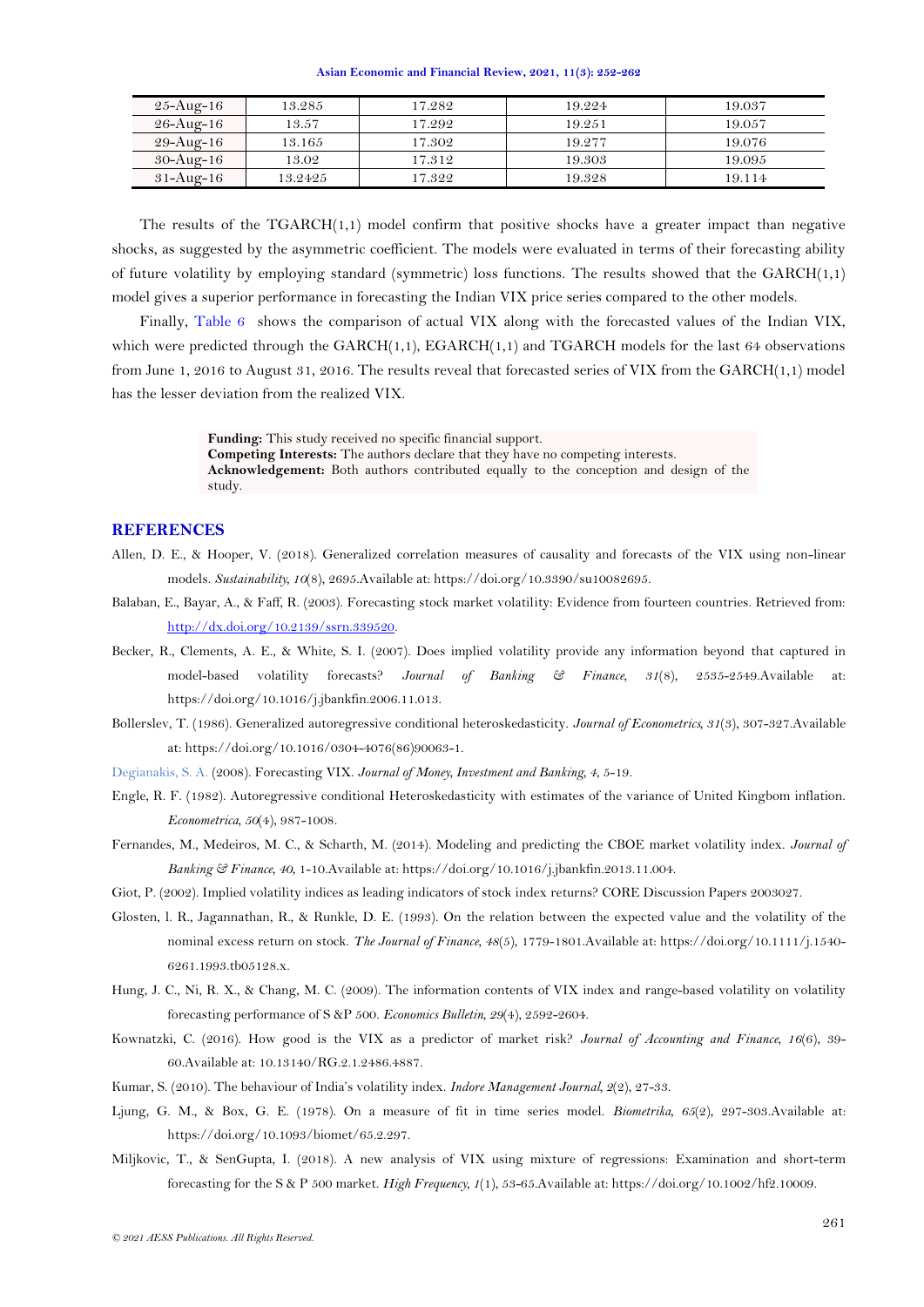| 25-Aug-16 | 13.285 | 17.282 | 19.224 | 19.037 |
|---|---|---|---|---|
| 26-Aug-16 | 13.57 | 17.292 | 19.251 | 19.057 |
| 29-Aug-16 | 13.165 | 17.302 | 19.277 | 19.076 |
| 30-Aug-16 | 13.02 | 17.312 | 19.303 | 19.095 |
| 31-Aug-16 | 13.2425 | 17.322 | 19.328 | 19.114 |

The results of the TGARCH(1,1) model confirm that positive shocks have a greater impact than negative shocks, as suggested by the asymmetric coefficient. The models were evaluated in terms of their forecasting ability of future volatility by employing standard (symmetric) loss functions. The results showed that the GARCH(1,1) model gives a superior performance in forecasting the Indian VIX price series compared to the other models.

Finally, Table 6 shows the comparison of actual VIX along with the forecasted values of the Indian VIX, which were predicted through the GARCH(1,1), EGARCH(1,1) and TGARCH models for the last 64 observations from June 1, 2016 to August 31, 2016. The results reveal that forecasted series of VIX from the GARCH(1,1) model has the lesser deviation from the realized VIX.

**Funding:** This study received no specific financial support.
**Competing Interests:** The authors declare that they have no competing interests.
**Acknowledgement:** Both authors contributed equally to the conception and design of the study.

## REFERENCES

Allen, D. E., & Hooper, V. (2018). Generalized correlation measures of causality and forecasts of the VIX using non-linear models. *Sustainability, 10*(8), 2695.Available at: https://doi.org/10.3390/su10082695.

Balaban, E., Bayar, A., & Faff, R. (2003). Forecasting stock market volatility: Evidence from fourteen countries. Retrieved from: http://dx.doi.org/10.2139/ssrn.339520.

Becker, R., Clements, A. E., & White, S. I. (2007). Does implied volatility provide any information beyond that captured in model-based volatility forecasts? *Journal of Banking & Finance, 31*(8), 2535-2549.Available at: https://doi.org/10.1016/j.jbankfin.2006.11.013.

Bollerslev, T. (1986). Generalized autoregressive conditional heteroskedasticity. *Journal of Econometrics, 31*(3), 307-327.Available at: https://doi.org/10.1016/0304-4076(86)90063-1.

Degiannakis, S. A. (2008). Forecasting VIX. *Journal of Money, Investment and Banking, 4*, 5-19.

Engle, R. F. (1982). Autoregressive conditional Heteroskedasticity with estimates of the variance of United Kingbom inflation. *Econometrica, 50*(4), 987-1008.

Fernandes, M., Medeiros, M. C., & Scharth, M. (2014). Modeling and predicting the CBOE market volatility index. *Journal of Banking & Finance, 40*, 1-10.Available at: https://doi.org/10.1016/j.jbankfin.2013.11.004.

Giot, P. (2002). Implied volatility indices as leading indicators of stock index returns? CORE Discussion Papers 2003027.

Glosten, l. R., Jagannathan, R., & Runkle, D. E. (1993). On the relation between the expected value and the volatility of the nominal excess return on stock. *The Journal of Finance, 48*(5), 1779-1801.Available at: https://doi.org/10.1111/j.1540-6261.1993.tb05128.x.

Hung, J. C., Ni, R. X., & Chang, M. C. (2009). The information contents of VIX index and range-based volatility on volatility forecasting performance of S &P 500. *Economics Bulletin, 29*(4), 2592-2604.

Kownatzki, C. (2016). How good is the VIX as a predictor of market risk? *Journal of Accounting and Finance, 16*(6), 39-60.Available at: 10.13140/RG.2.1.2486.4887.

Kumar, S. (2010). The behaviour of India's volatility index. *Indore Management Journal, 2*(2), 27-33.

Ljung, G. M., & Box, G. E. (1978). On a measure of fit in time series model. *Biometrika, 65*(2), 297-303.Available at: https://doi.org/10.1093/biomet/65.2.297.

Miljkovic, T., & SenGupta, I. (2018). A new analysis of VIX using mixture of regressions: Examination and short-term forecasting for the S & P 500 market. *High Frequency, 1*(1), 53-65.Available at: https://doi.org/10.1002/hf2.10009.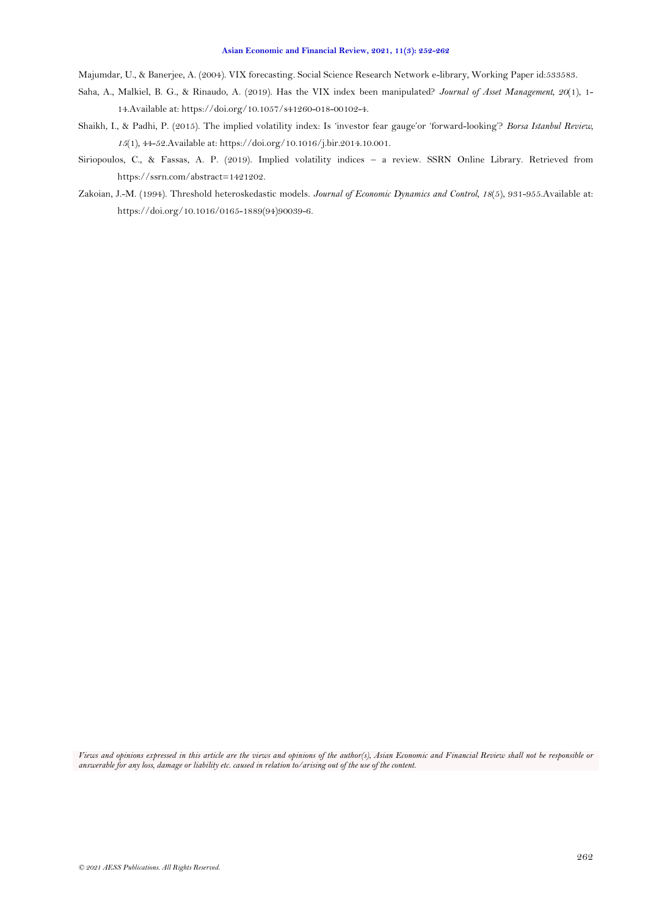Majumdar, U., & Banerjee, A. (2004). VIX forecasting. Social Science Research Network e-library, Working Paper id:533583.

Saha, A., Malkiel, B. G., & Rinaudo, A. (2019). Has the VIX index been manipulated? *Journal of Asset Management*, *20*(1), 1-14.Available at: https://doi.org/10.1057/s41260-018-00102-4.

Shaikh, I., & Padhi, P. (2015). The implied volatility index: Is 'investor fear gauge'or 'forward-looking'? *Borsa Istanbul Review*, *15*(1), 44-52.Available at: https://doi.org/10.1016/j.bir.2014.10.001.

Siriopoulos, C., & Fassas, A. P. (2019). Implied volatility indices – a review. SSRN Online Library. Retrieved from https://ssrn.com/abstract=1421202.

Zakoian, J.-M. (1994). Threshold heteroskedastic models. *Journal of Economic Dynamics and Control*, *18*(5), 931-955.Available at: https://doi.org/10.1016/0165-1889(94)90039-6.

*Views and opinions expressed in this article are the views and opinions of the author(s), Asian Economic and Financial Review shall not be responsible or answerable for any loss, damage or liability etc. caused in relation to/arising out of the use of the content.*